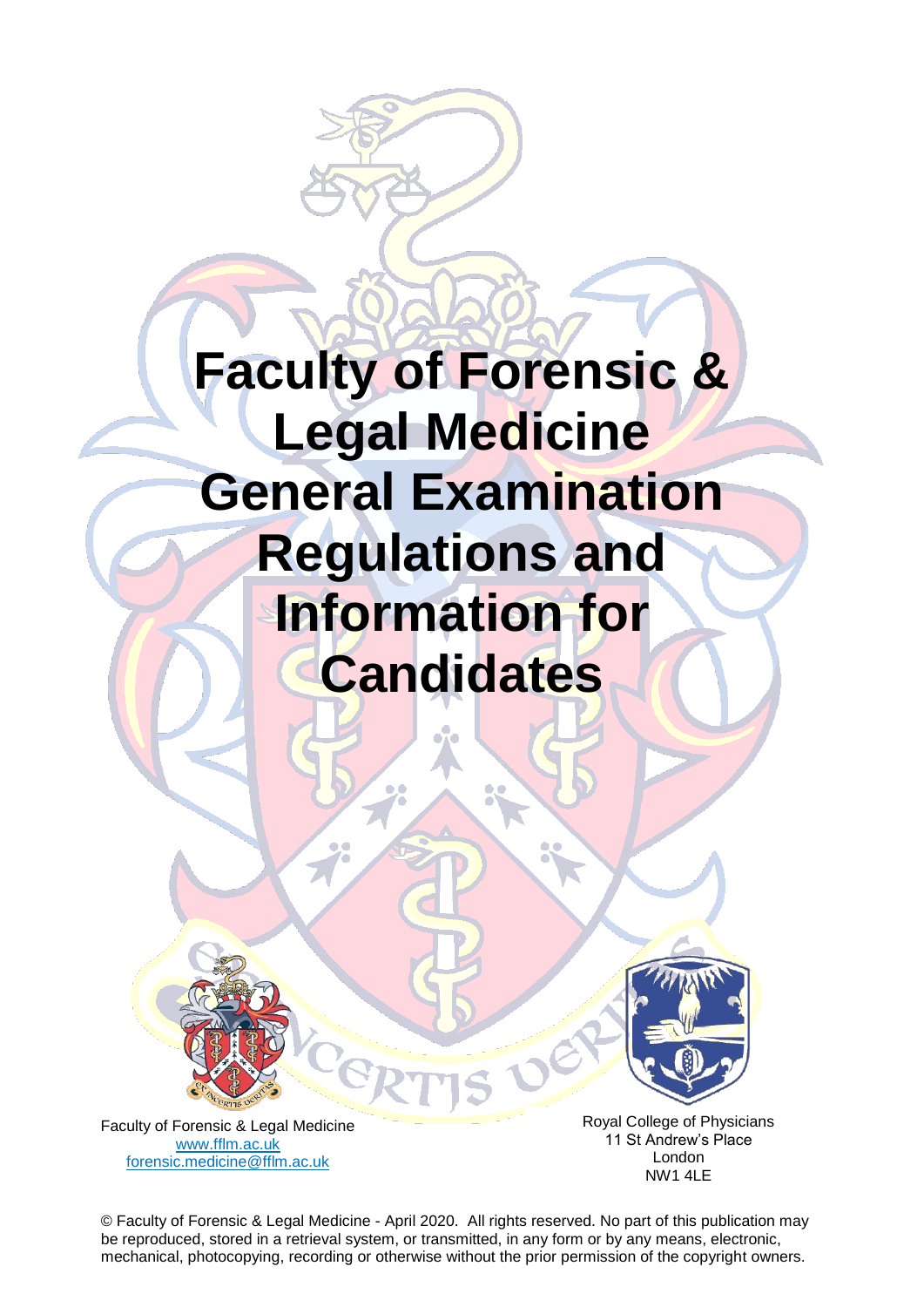# Faculty of Forensic & Legal Medicine General Examination Regulations and Information for Candidates

Faculty of Forensic & Legal Medicine
www.fflm.ac.uk
forensic.medicine@fflm.ac.uk

Royal College of Physicians
11 St Andrew's Place
London
NW1 4LE

© Faculty of Forensic & Legal Medicine - April 2020. All rights reserved. No part of this publication may be reproduced, stored in a retrieval system, or transmitted, in any form or by any means, electronic, mechanical, photocopying, recording or otherwise without the prior permission of the copyright owners.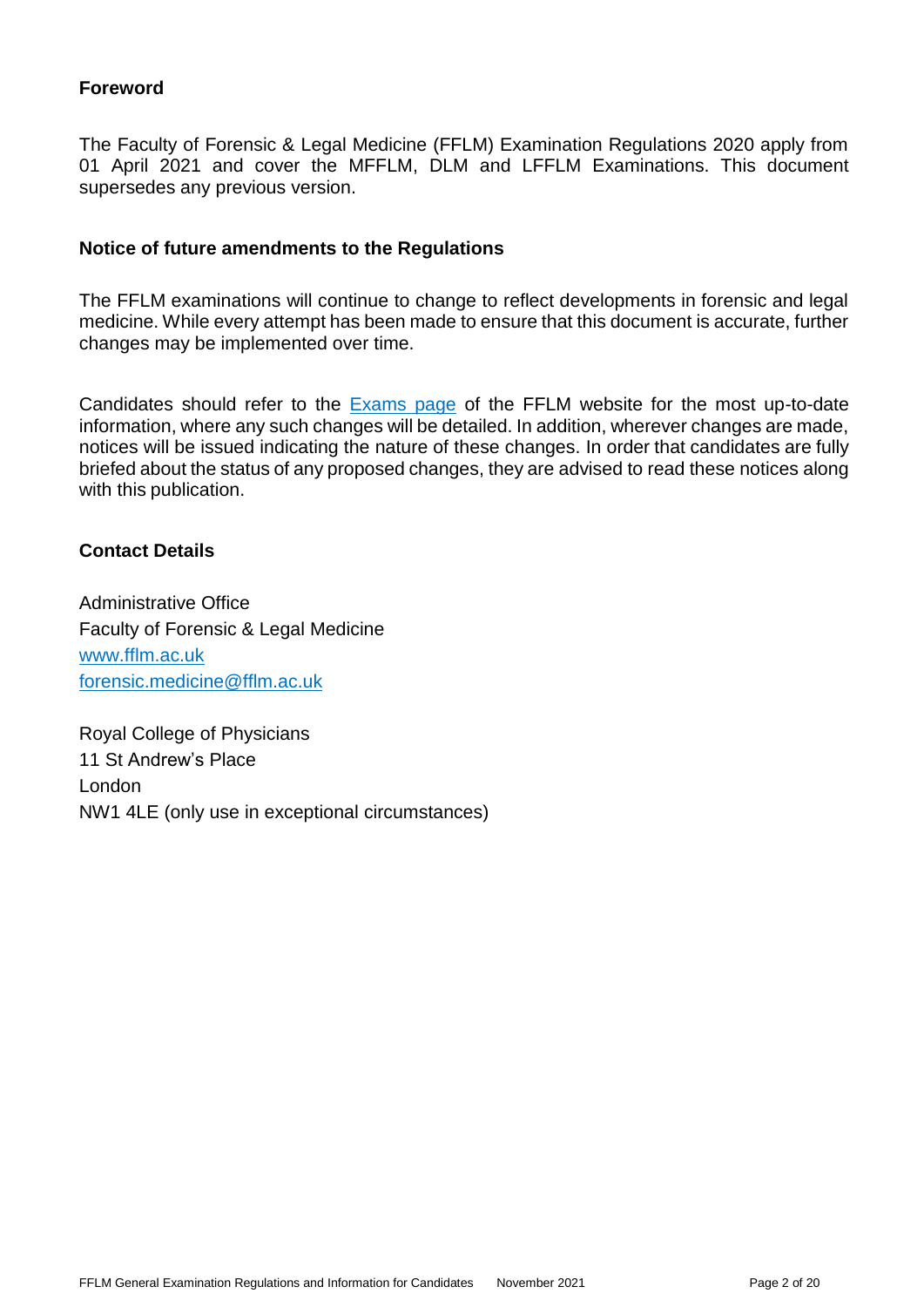## Foreword

The Faculty of Forensic & Legal Medicine (FFLM) Examination Regulations 2020 apply from 01 April 2021 and cover the MFFLM, DLM and LFFLM Examinations. This document supersedes any previous version.

## Notice of future amendments to the Regulations

The FFLM examinations will continue to change to reflect developments in forensic and legal medicine. While every attempt has been made to ensure that this document is accurate, further changes may be implemented over time.

Candidates should refer to the Exams page of the FFLM website for the most up-to-date information, where any such changes will be detailed. In addition, wherever changes are made, notices will be issued indicating the nature of these changes. In order that candidates are fully briefed about the status of any proposed changes, they are advised to read these notices along with this publication.

## Contact Details

Administrative Office
Faculty of Forensic & Legal Medicine
www.fflm.ac.uk
forensic.medicine@fflm.ac.uk

Royal College of Physicians
11 St Andrew's Place
London
NW1 4LE (only use in exceptional circumstances)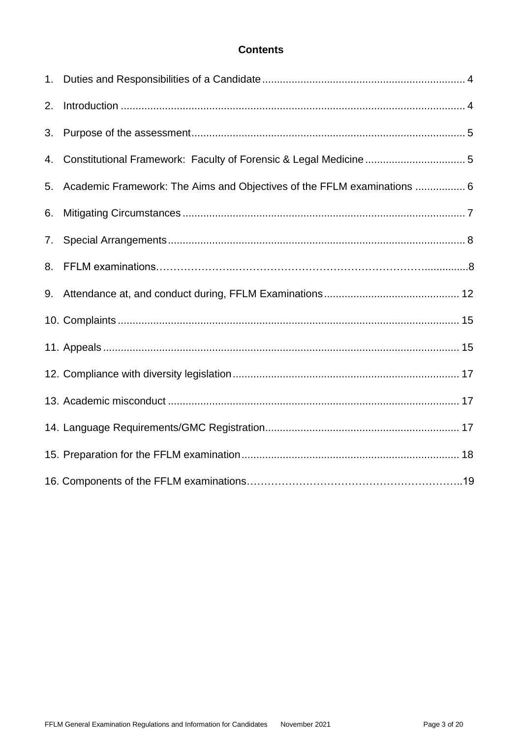**Contents**

1. Duties and Responsibilities of a Candidate .................................................................... 4
2. Introduction .................................................................................................................... 4
3. Purpose of the assessment ............................................................................................ 5
4. Constitutional Framework: Faculty of Forensic & Legal Medicine .................................. 5
5. Academic Framework: The Aims and Objectives of the FFLM examinations ................. 6
6. Mitigating Circumstances ............................................................................................... 7
7. Special Arrangements .................................................................................................... 8
8. FFLM examinations……………….…………………………………………………..............8
9. Attendance at, and conduct during, FFLM Examinations ............................................. 12
10. Complaints ................................................................................................................... 15
11. Appeals ........................................................................................................................ 15
12. Compliance with diversity legislation ............................................................................ 17
13. Academic misconduct .................................................................................................. 17
14. Language Requirements/GMC Registration ................................................................. 17
15. Preparation for the FFLM examination ......................................................................... 18
16. Components of the FFLM examinations……………………………………………………..19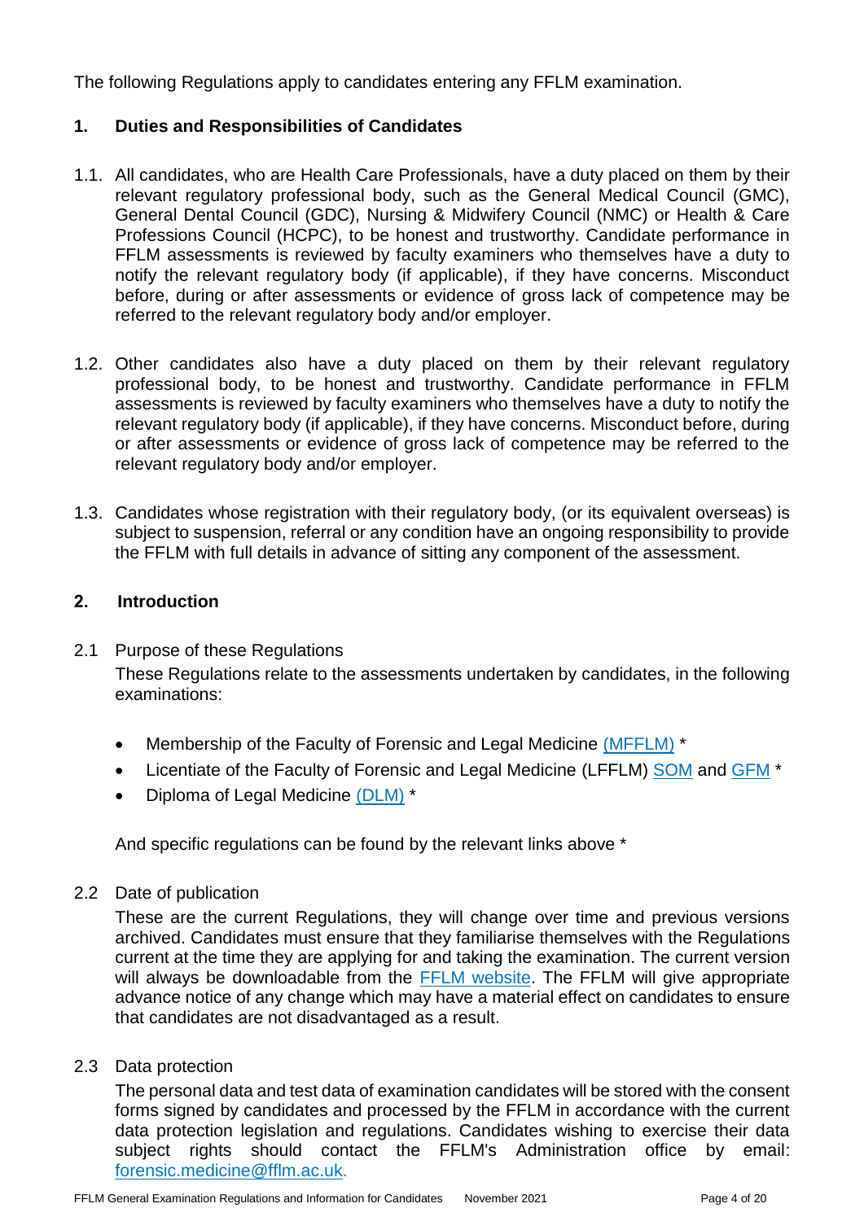The following Regulations apply to candidates entering any FFLM examination.

## 1. Duties and Responsibilities of Candidates

1.1. All candidates, who are Health Care Professionals, have a duty placed on them by their relevant regulatory professional body, such as the General Medical Council (GMC), General Dental Council (GDC), Nursing & Midwifery Council (NMC) or Health & Care Professions Council (HCPC), to be honest and trustworthy. Candidate performance in FFLM assessments is reviewed by faculty examiners who themselves have a duty to notify the relevant regulatory body (if applicable), if they have concerns. Misconduct before, during or after assessments or evidence of gross lack of competence may be referred to the relevant regulatory body and/or employer.

1.2. Other candidates also have a duty placed on them by their relevant regulatory professional body, to be honest and trustworthy. Candidate performance in FFLM assessments is reviewed by faculty examiners who themselves have a duty to notify the relevant regulatory body (if applicable), if they have concerns. Misconduct before, during or after assessments or evidence of gross lack of competence may be referred to the relevant regulatory body and/or employer.

1.3. Candidates whose registration with their regulatory body, (or its equivalent overseas) is subject to suspension, referral or any condition have an ongoing responsibility to provide the FFLM with full details in advance of sitting any component of the assessment.

## 2. Introduction

2.1 Purpose of these Regulations

These Regulations relate to the assessments undertaken by candidates, in the following examinations:

- Membership of the Faculty of Forensic and Legal Medicine (MFFLM) *
- Licentiate of the Faculty of Forensic and Legal Medicine (LFFLM) SOM and GFM *
- Diploma of Legal Medicine (DLM) *

And specific regulations can be found by the relevant links above *

2.2 Date of publication

These are the current Regulations, they will change over time and previous versions archived. Candidates must ensure that they familiarise themselves with the Regulations current at the time they are applying for and taking the examination. The current version will always be downloadable from the FFLM website. The FFLM will give appropriate advance notice of any change which may have a material effect on candidates to ensure that candidates are not disadvantaged as a result.

2.3 Data protection

The personal data and test data of examination candidates will be stored with the consent forms signed by candidates and processed by the FFLM in accordance with the current data protection legislation and regulations. Candidates wishing to exercise their data subject rights should contact the FFLM's Administration office by email: forensic.medicine@fflm.ac.uk.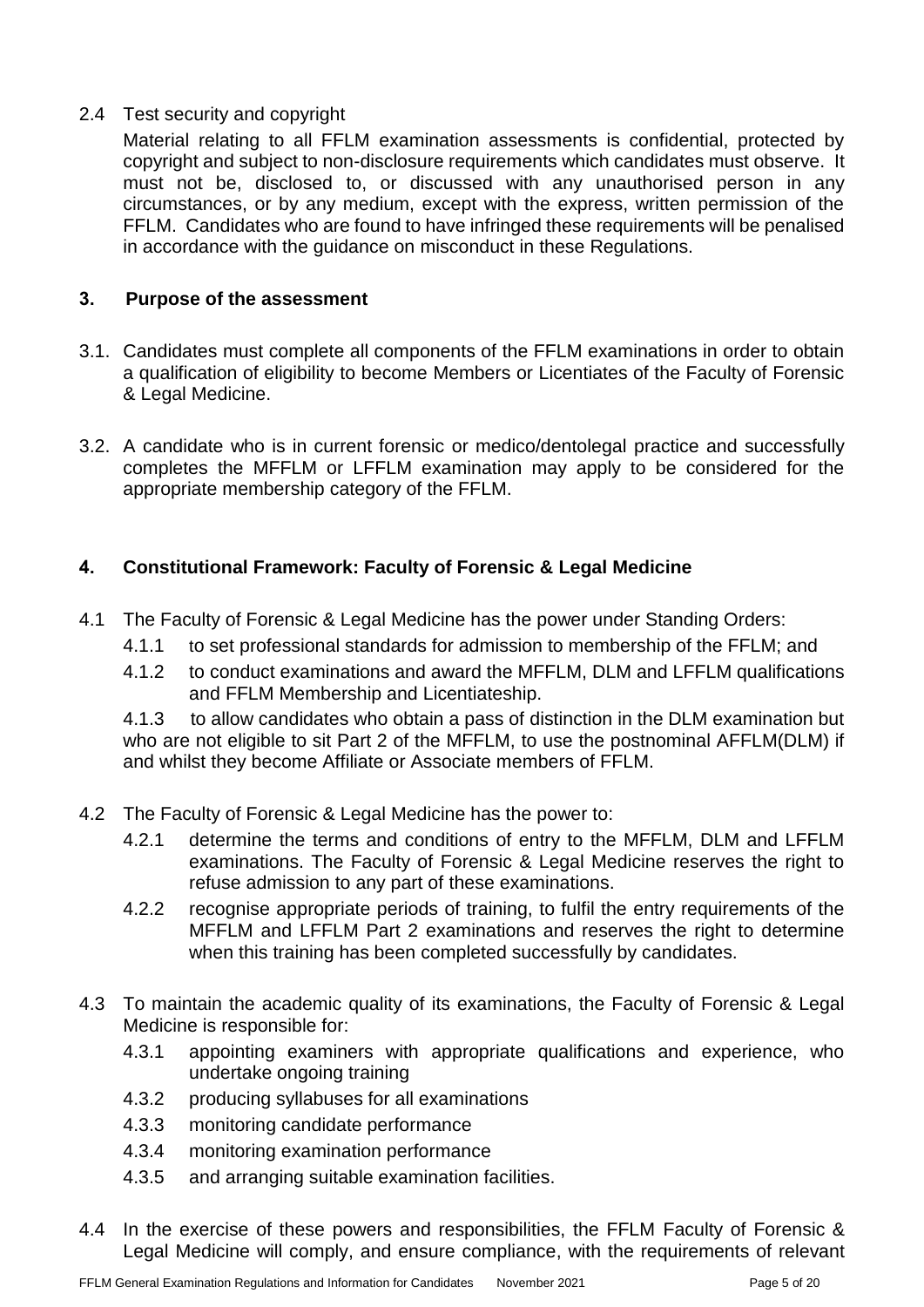2.4 Test security and copyright

Material relating to all FFLM examination assessments is confidential, protected by copyright and subject to non-disclosure requirements which candidates must observe. It must not be, disclosed to, or discussed with any unauthorised person in any circumstances, or by any medium, except with the express, written permission of the FFLM. Candidates who are found to have infringed these requirements will be penalised in accordance with the guidance on misconduct in these Regulations.

## 3. Purpose of the assessment

3.1. Candidates must complete all components of the FFLM examinations in order to obtain a qualification of eligibility to become Members or Licentiates of the Faculty of Forensic & Legal Medicine.

3.2. A candidate who is in current forensic or medico/dentolegal practice and successfully completes the MFFLM or LFFLM examination may apply to be considered for the appropriate membership category of the FFLM.

## 4. Constitutional Framework: Faculty of Forensic & Legal Medicine

4.1 The Faculty of Forensic & Legal Medicine has the power under Standing Orders:

4.1.1 to set professional standards for admission to membership of the FFLM; and

4.1.2 to conduct examinations and award the MFFLM, DLM and LFFLM qualifications and FFLM Membership and Licentiateship.

4.1.3 to allow candidates who obtain a pass of distinction in the DLM examination but who are not eligible to sit Part 2 of the MFFLM, to use the postnominal AFFLM(DLM) if and whilst they become Affiliate or Associate members of FFLM.

4.2 The Faculty of Forensic & Legal Medicine has the power to:

4.2.1 determine the terms and conditions of entry to the MFFLM, DLM and LFFLM examinations. The Faculty of Forensic & Legal Medicine reserves the right to refuse admission to any part of these examinations.

4.2.2 recognise appropriate periods of training, to fulfil the entry requirements of the MFFLM and LFFLM Part 2 examinations and reserves the right to determine when this training has been completed successfully by candidates.

4.3 To maintain the academic quality of its examinations, the Faculty of Forensic & Legal Medicine is responsible for:

4.3.1 appointing examiners with appropriate qualifications and experience, who undertake ongoing training

4.3.2 producing syllabuses for all examinations

4.3.3 monitoring candidate performance

4.3.4 monitoring examination performance

4.3.5 and arranging suitable examination facilities.

4.4 In the exercise of these powers and responsibilities, the FFLM Faculty of Forensic & Legal Medicine will comply, and ensure compliance, with the requirements of relevant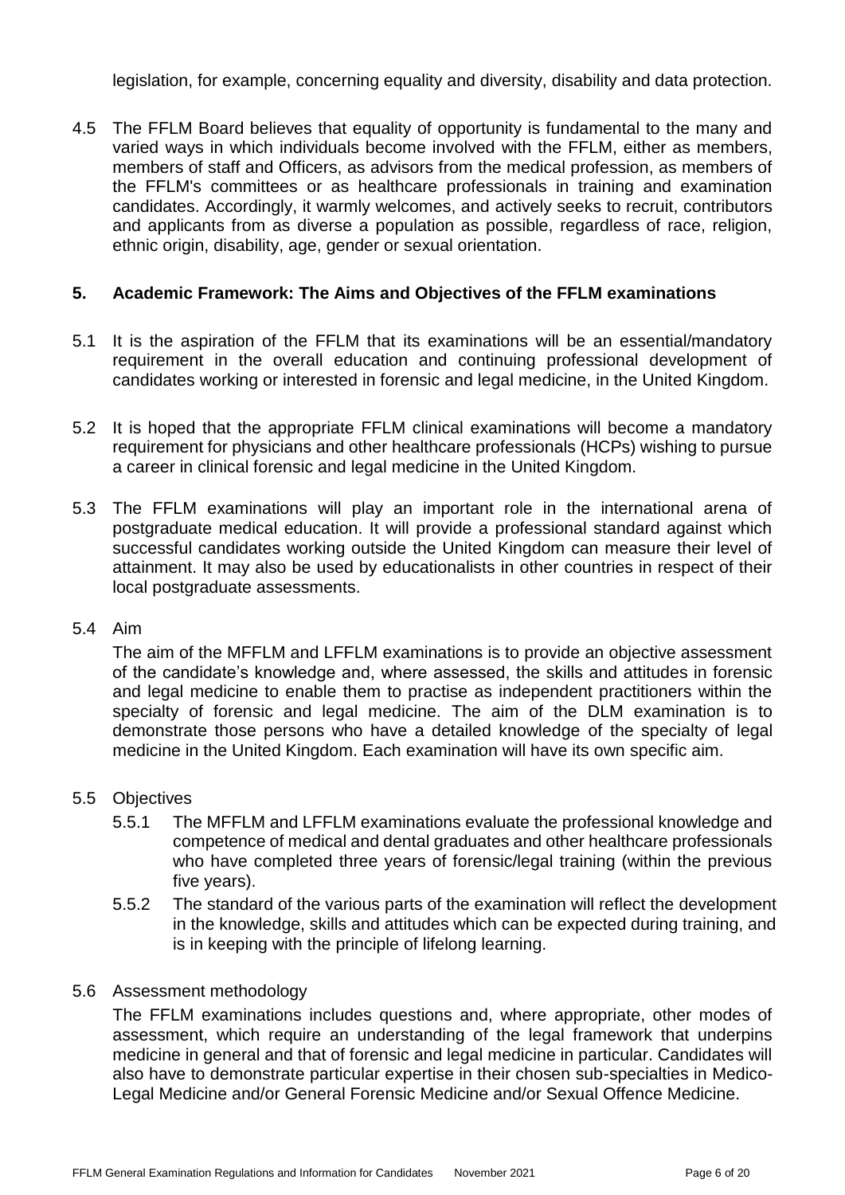legislation, for example, concerning equality and diversity, disability and data protection.

4.5 The FFLM Board believes that equality of opportunity is fundamental to the many and varied ways in which individuals become involved with the FFLM, either as members, members of staff and Officers, as advisors from the medical profession, as members of the FFLM's committees or as healthcare professionals in training and examination candidates. Accordingly, it warmly welcomes, and actively seeks to recruit, contributors and applicants from as diverse a population as possible, regardless of race, religion, ethnic origin, disability, age, gender or sexual orientation.

## 5. Academic Framework: The Aims and Objectives of the FFLM examinations

5.1 It is the aspiration of the FFLM that its examinations will be an essential/mandatory requirement in the overall education and continuing professional development of candidates working or interested in forensic and legal medicine, in the United Kingdom.

5.2 It is hoped that the appropriate FFLM clinical examinations will become a mandatory requirement for physicians and other healthcare professionals (HCPs) wishing to pursue a career in clinical forensic and legal medicine in the United Kingdom.

5.3 The FFLM examinations will play an important role in the international arena of postgraduate medical education. It will provide a professional standard against which successful candidates working outside the United Kingdom can measure their level of attainment. It may also be used by educationalists in other countries in respect of their local postgraduate assessments.

5.4 Aim

The aim of the MFFLM and LFFLM examinations is to provide an objective assessment of the candidate's knowledge and, where assessed, the skills and attitudes in forensic and legal medicine to enable them to practise as independent practitioners within the specialty of forensic and legal medicine. The aim of the DLM examination is to demonstrate those persons who have a detailed knowledge of the specialty of legal medicine in the United Kingdom. Each examination will have its own specific aim.

5.5 Objectives

- 5.5.1 The MFFLM and LFFLM examinations evaluate the professional knowledge and competence of medical and dental graduates and other healthcare professionals who have completed three years of forensic/legal training (within the previous five years).
- 5.5.2 The standard of the various parts of the examination will reflect the development in the knowledge, skills and attitudes which can be expected during training, and is in keeping with the principle of lifelong learning.

5.6 Assessment methodology

The FFLM examinations includes questions and, where appropriate, other modes of assessment, which require an understanding of the legal framework that underpins medicine in general and that of forensic and legal medicine in particular. Candidates will also have to demonstrate particular expertise in their chosen sub-specialties in Medico-Legal Medicine and/or General Forensic Medicine and/or Sexual Offence Medicine.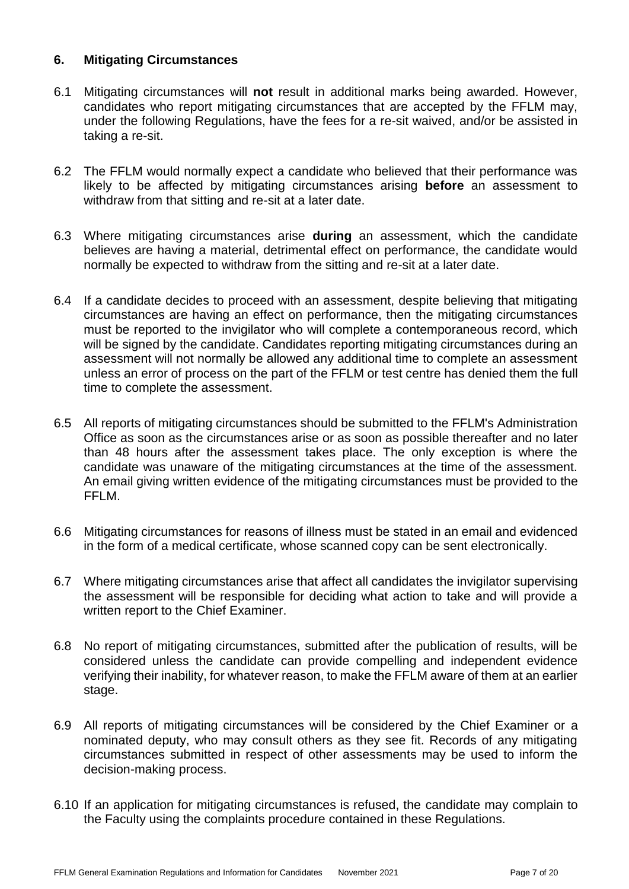## 6. Mitigating Circumstances

6.1 Mitigating circumstances will **not** result in additional marks being awarded. However, candidates who report mitigating circumstances that are accepted by the FFLM may, under the following Regulations, have the fees for a re-sit waived, and/or be assisted in taking a re-sit.

6.2 The FFLM would normally expect a candidate who believed that their performance was likely to be affected by mitigating circumstances arising **before** an assessment to withdraw from that sitting and re-sit at a later date.

6.3 Where mitigating circumstances arise **during** an assessment, which the candidate believes are having a material, detrimental effect on performance, the candidate would normally be expected to withdraw from the sitting and re-sit at a later date.

6.4 If a candidate decides to proceed with an assessment, despite believing that mitigating circumstances are having an effect on performance, then the mitigating circumstances must be reported to the invigilator who will complete a contemporaneous record, which will be signed by the candidate. Candidates reporting mitigating circumstances during an assessment will not normally be allowed any additional time to complete an assessment unless an error of process on the part of the FFLM or test centre has denied them the full time to complete the assessment.

6.5 All reports of mitigating circumstances should be submitted to the FFLM's Administration Office as soon as the circumstances arise or as soon as possible thereafter and no later than 48 hours after the assessment takes place. The only exception is where the candidate was unaware of the mitigating circumstances at the time of the assessment. An email giving written evidence of the mitigating circumstances must be provided to the FFLM.

6.6 Mitigating circumstances for reasons of illness must be stated in an email and evidenced in the form of a medical certificate, whose scanned copy can be sent electronically.

6.7 Where mitigating circumstances arise that affect all candidates the invigilator supervising the assessment will be responsible for deciding what action to take and will provide a written report to the Chief Examiner.

6.8 No report of mitigating circumstances, submitted after the publication of results, will be considered unless the candidate can provide compelling and independent evidence verifying their inability, for whatever reason, to make the FFLM aware of them at an earlier stage.

6.9 All reports of mitigating circumstances will be considered by the Chief Examiner or a nominated deputy, who may consult others as they see fit. Records of any mitigating circumstances submitted in respect of other assessments may be used to inform the decision-making process.

6.10 If an application for mitigating circumstances is refused, the candidate may complain to the Faculty using the complaints procedure contained in these Regulations.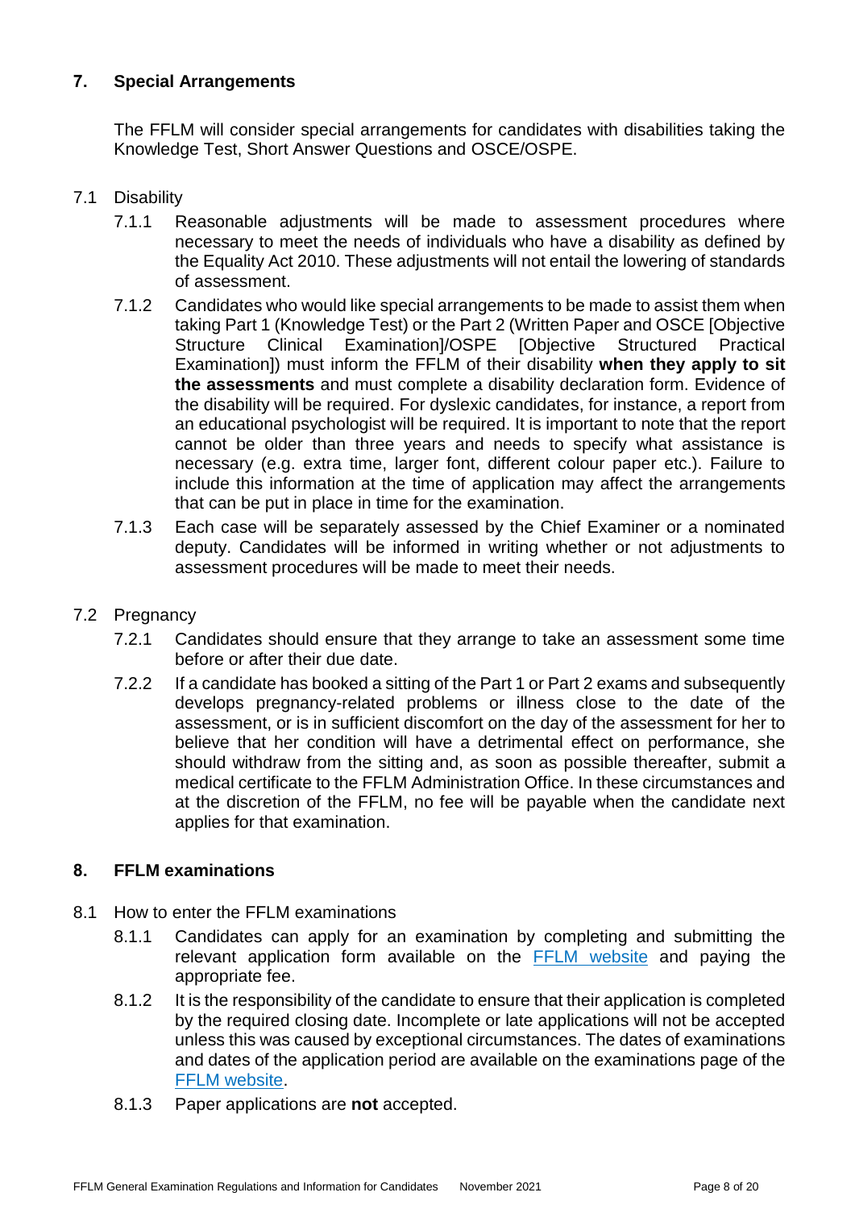## 7. Special Arrangements

The FFLM will consider special arrangements for candidates with disabilities taking the Knowledge Test, Short Answer Questions and OSCE/OSPE.

### 7.1 Disability

7.1.1 Reasonable adjustments will be made to assessment procedures where necessary to meet the needs of individuals who have a disability as defined by the Equality Act 2010. These adjustments will not entail the lowering of standards of assessment.

7.1.2 Candidates who would like special arrangements to be made to assist them when taking Part 1 (Knowledge Test) or the Part 2 (Written Paper and OSCE [Objective Structure Clinical Examination]/OSPE [Objective Structured Practical Examination]) must inform the FFLM of their disability **when they apply to sit the assessments** and must complete a disability declaration form. Evidence of the disability will be required. For dyslexic candidates, for instance, a report from an educational psychologist will be required. It is important to note that the report cannot be older than three years and needs to specify what assistance is necessary (e.g. extra time, larger font, different colour paper etc.). Failure to include this information at the time of application may affect the arrangements that can be put in place in time for the examination.

7.1.3 Each case will be separately assessed by the Chief Examiner or a nominated deputy. Candidates will be informed in writing whether or not adjustments to assessment procedures will be made to meet their needs.

### 7.2 Pregnancy

7.2.1 Candidates should ensure that they arrange to take an assessment some time before or after their due date.

7.2.2 If a candidate has booked a sitting of the Part 1 or Part 2 exams and subsequently develops pregnancy-related problems or illness close to the date of the assessment, or is in sufficient discomfort on the day of the assessment for her to believe that her condition will have a detrimental effect on performance, she should withdraw from the sitting and, as soon as possible thereafter, submit a medical certificate to the FFLM Administration Office. In these circumstances and at the discretion of the FFLM, no fee will be payable when the candidate next applies for that examination.

## 8. FFLM examinations

### 8.1 How to enter the FFLM examinations

8.1.1 Candidates can apply for an examination by completing and submitting the relevant application form available on the FFLM website and paying the appropriate fee.

8.1.2 It is the responsibility of the candidate to ensure that their application is completed by the required closing date. Incomplete or late applications will not be accepted unless this was caused by exceptional circumstances. The dates of examinations and dates of the application period are available on the examinations page of the FFLM website.

8.1.3 Paper applications are **not** accepted.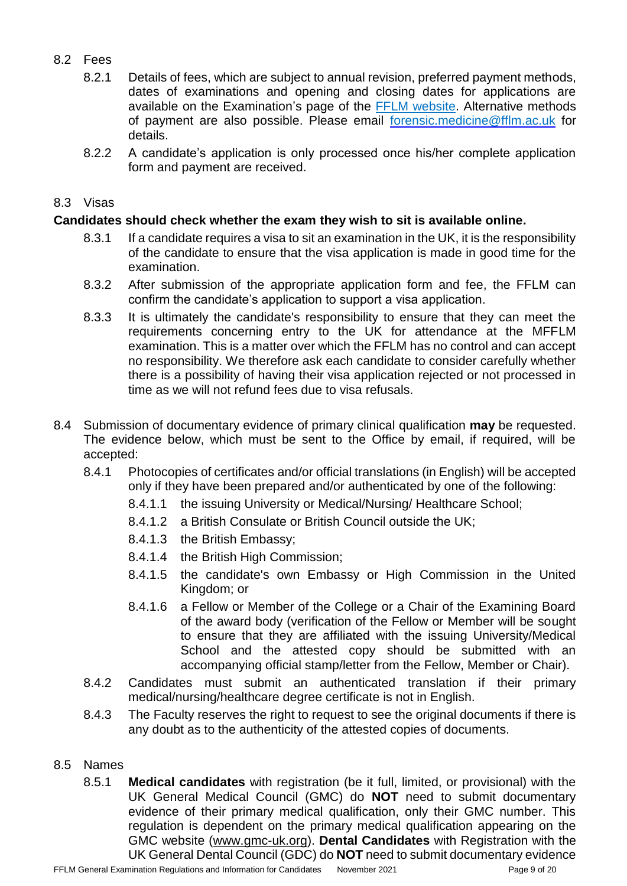## 8.2 Fees

8.2.1 Details of fees, which are subject to annual revision, preferred payment methods, dates of examinations and opening and closing dates for applications are available on the Examination's page of the [FFLM website](). Alternative methods of payment are also possible. Please email [forensic.medicine@fflm.ac.uk](mailto:forensic.medicine@fflm.ac.uk) for details.

8.2.2 A candidate's application is only processed once his/her complete application form and payment are received.

## 8.3 Visas

**Candidates should check whether the exam they wish to sit is available online.**

8.3.1 If a candidate requires a visa to sit an examination in the UK, it is the responsibility of the candidate to ensure that the visa application is made in good time for the examination.

8.3.2 After submission of the appropriate application form and fee, the FFLM can confirm the candidate's application to support a visa application.

8.3.3 It is ultimately the candidate's responsibility to ensure that they can meet the requirements concerning entry to the UK for attendance at the MFFLM examination. This is a matter over which the FFLM has no control and can accept no responsibility. We therefore ask each candidate to consider carefully whether there is a possibility of having their visa application rejected or not processed in time as we will not refund fees due to visa refusals.

## 8.4

Submission of documentary evidence of primary clinical qualification **may** be requested. The evidence below, which must be sent to the Office by email, if required, will be accepted:

8.4.1 Photocopies of certificates and/or official translations (in English) will be accepted only if they have been prepared and/or authenticated by one of the following:

- 8.4.1.1 the issuing University or Medical/Nursing/ Healthcare School;
- 8.4.1.2 a British Consulate or British Council outside the UK;
- 8.4.1.3 the British Embassy;
- 8.4.1.4 the British High Commission;
- 8.4.1.5 the candidate's own Embassy or High Commission in the United Kingdom; or
- 8.4.1.6 a Fellow or Member of the College or a Chair of the Examining Board of the award body (verification of the Fellow or Member will be sought to ensure that they are affiliated with the issuing University/Medical School and the attested copy should be submitted with an accompanying official stamp/letter from the Fellow, Member or Chair).

8.4.2 Candidates must submit an authenticated translation if their primary medical/nursing/healthcare degree certificate is not in English.

8.4.3 The Faculty reserves the right to request to see the original documents if there is any doubt as to the authenticity of the attested copies of documents.

## 8.5 Names

8.5.1 **Medical candidates** with registration (be it full, limited, or provisional) with the UK General Medical Council (GMC) do **NOT** need to submit documentary evidence of their primary medical qualification, only their GMC number. This regulation is dependent on the primary medical qualification appearing on the GMC website (www.gmc-uk.org). **Dental Candidates** with Registration with the UK General Dental Council (GDC) do **NOT** need to submit documentary evidence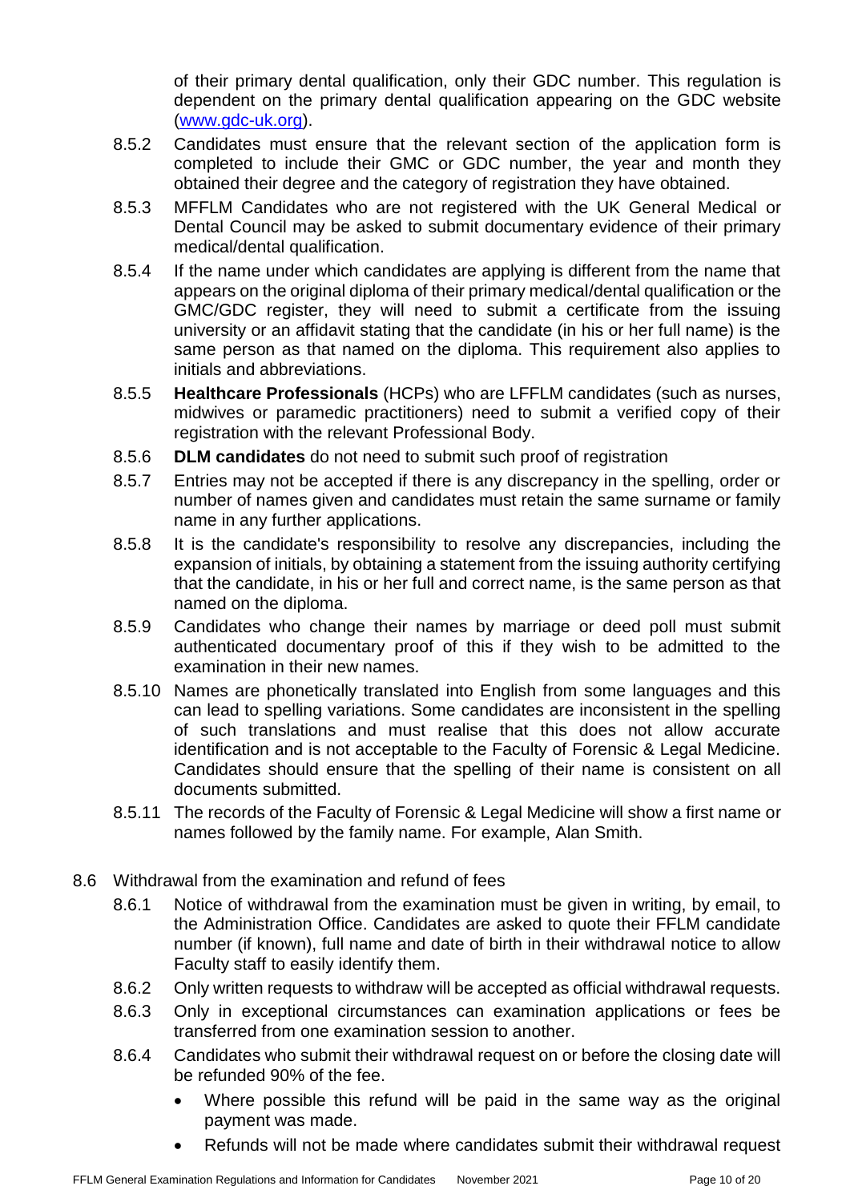of their primary dental qualification, only their GDC number. This regulation is dependent on the primary dental qualification appearing on the GDC website (www.gdc-uk.org).

8.5.2 Candidates must ensure that the relevant section of the application form is completed to include their GMC or GDC number, the year and month they obtained their degree and the category of registration they have obtained.

8.5.3 MFFLM Candidates who are not registered with the UK General Medical or Dental Council may be asked to submit documentary evidence of their primary medical/dental qualification.

8.5.4 If the name under which candidates are applying is different from the name that appears on the original diploma of their primary medical/dental qualification or the GMC/GDC register, they will need to submit a certificate from the issuing university or an affidavit stating that the candidate (in his or her full name) is the same person as that named on the diploma. This requirement also applies to initials and abbreviations.

8.5.5 **Healthcare Professionals** (HCPs) who are LFFLM candidates (such as nurses, midwives or paramedic practitioners) need to submit a verified copy of their registration with the relevant Professional Body.

8.5.6 **DLM candidates** do not need to submit such proof of registration

8.5.7 Entries may not be accepted if there is any discrepancy in the spelling, order or number of names given and candidates must retain the same surname or family name in any further applications.

8.5.8 It is the candidate's responsibility to resolve any discrepancies, including the expansion of initials, by obtaining a statement from the issuing authority certifying that the candidate, in his or her full and correct name, is the same person as that named on the diploma.

8.5.9 Candidates who change their names by marriage or deed poll must submit authenticated documentary proof of this if they wish to be admitted to the examination in their new names.

8.5.10 Names are phonetically translated into English from some languages and this can lead to spelling variations. Some candidates are inconsistent in the spelling of such translations and must realise that this does not allow accurate identification and is not acceptable to the Faculty of Forensic & Legal Medicine. Candidates should ensure that the spelling of their name is consistent on all documents submitted.

8.5.11 The records of the Faculty of Forensic & Legal Medicine will show a first name or names followed by the family name. For example, Alan Smith.

8.6 Withdrawal from the examination and refund of fees

8.6.1 Notice of withdrawal from the examination must be given in writing, by email, to the Administration Office. Candidates are asked to quote their FFLM candidate number (if known), full name and date of birth in their withdrawal notice to allow Faculty staff to easily identify them.

8.6.2 Only written requests to withdraw will be accepted as official withdrawal requests.

8.6.3 Only in exceptional circumstances can examination applications or fees be transferred from one examination session to another.

8.6.4 Candidates who submit their withdrawal request on or before the closing date will be refunded 90% of the fee.

- Where possible this refund will be paid in the same way as the original payment was made.
- Refunds will not be made where candidates submit their withdrawal request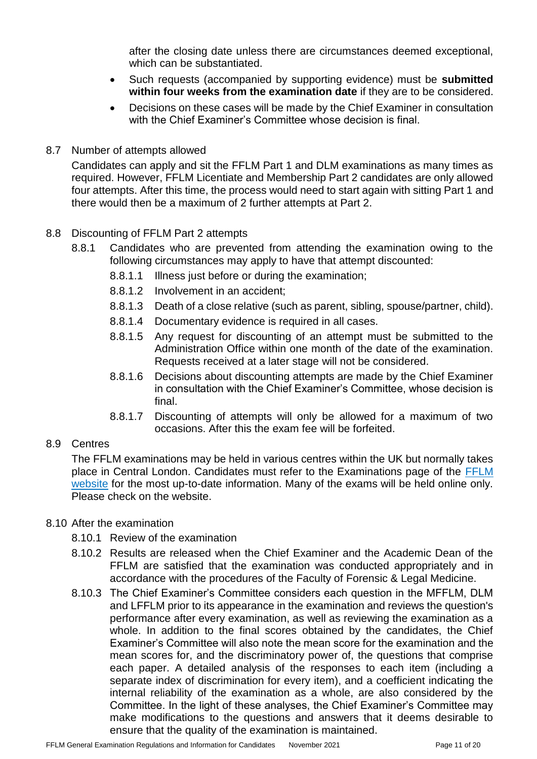after the closing date unless there are circumstances deemed exceptional, which can be substantiated.

- Such requests (accompanied by supporting evidence) must be **submitted within four weeks from the examination date** if they are to be considered.
- Decisions on these cases will be made by the Chief Examiner in consultation with the Chief Examiner's Committee whose decision is final.

8.7 Number of attempts allowed

Candidates can apply and sit the FFLM Part 1 and DLM examinations as many times as required. However, FFLM Licentiate and Membership Part 2 candidates are only allowed four attempts. After this time, the process would need to start again with sitting Part 1 and there would then be a maximum of 2 further attempts at Part 2.

8.8 Discounting of FFLM Part 2 attempts

8.8.1 Candidates who are prevented from attending the examination owing to the following circumstances may apply to have that attempt discounted:

8.8.1.1 Illness just before or during the examination;

8.8.1.2 Involvement in an accident;

8.8.1.3 Death of a close relative (such as parent, sibling, spouse/partner, child).

8.8.1.4 Documentary evidence is required in all cases.

8.8.1.5 Any request for discounting of an attempt must be submitted to the Administration Office within one month of the date of the examination. Requests received at a later stage will not be considered.

8.8.1.6 Decisions about discounting attempts are made by the Chief Examiner in consultation with the Chief Examiner's Committee, whose decision is final.

8.8.1.7 Discounting of attempts will only be allowed for a maximum of two occasions. After this the exam fee will be forfeited.

8.9 Centres

The FFLM examinations may be held in various centres within the UK but normally takes place in Central London. Candidates must refer to the Examinations page of the FFLM website for the most up-to-date information. Many of the exams will be held online only. Please check on the website.

8.10 After the examination

8.10.1 Review of the examination

8.10.2 Results are released when the Chief Examiner and the Academic Dean of the FFLM are satisfied that the examination was conducted appropriately and in accordance with the procedures of the Faculty of Forensic & Legal Medicine.

8.10.3 The Chief Examiner's Committee considers each question in the MFFLM, DLM and LFFLM prior to its appearance in the examination and reviews the question's performance after every examination, as well as reviewing the examination as a whole. In addition to the final scores obtained by the candidates, the Chief Examiner's Committee will also note the mean score for the examination and the mean scores for, and the discriminatory power of, the questions that comprise each paper. A detailed analysis of the responses to each item (including a separate index of discrimination for every item), and a coefficient indicating the internal reliability of the examination as a whole, are also considered by the Committee. In the light of these analyses, the Chief Examiner's Committee may make modifications to the questions and answers that it deems desirable to ensure that the quality of the examination is maintained.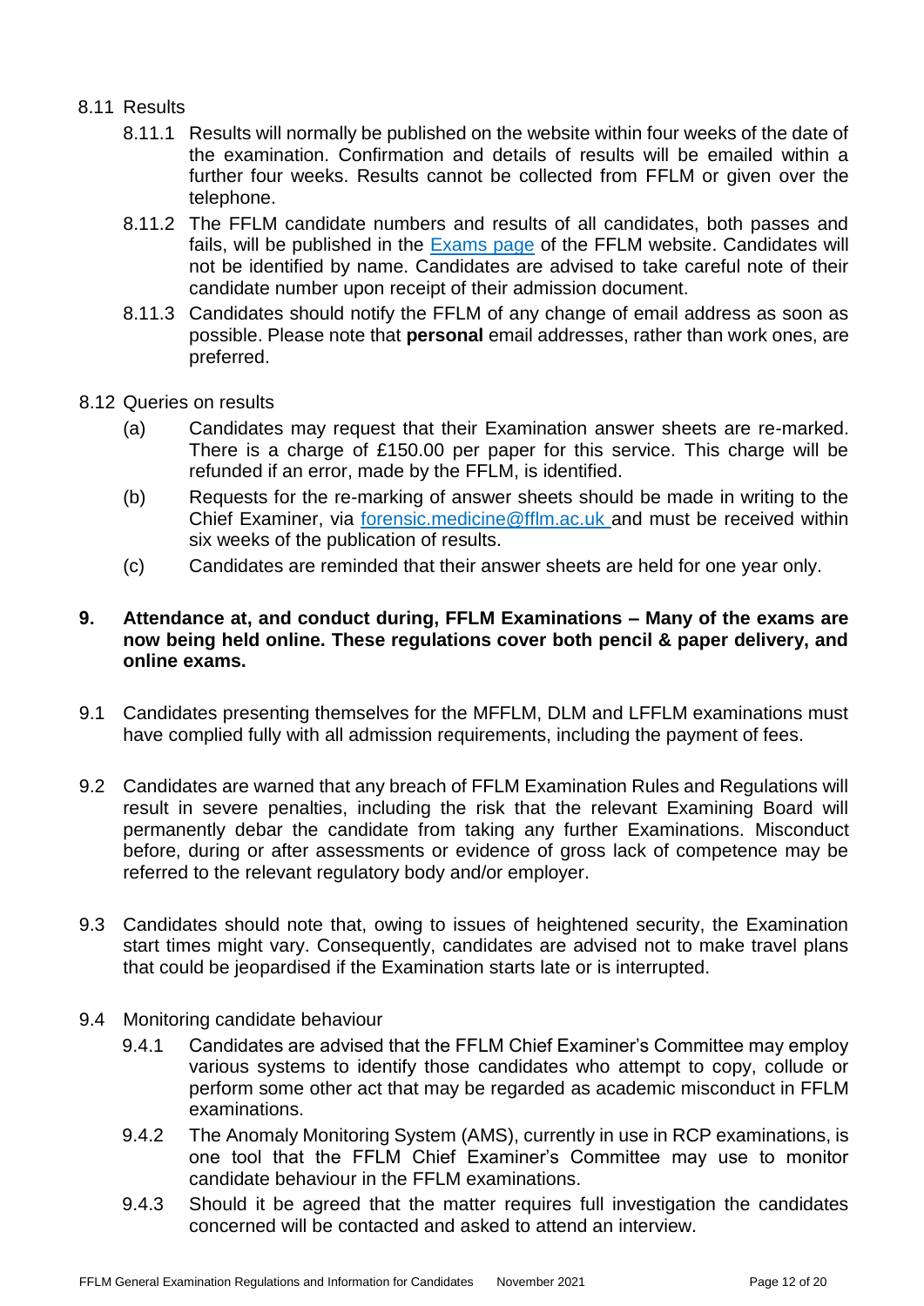8.11 Results

8.11.1 Results will normally be published on the website within four weeks of the date of the examination. Confirmation and details of results will be emailed within a further four weeks. Results cannot be collected from FFLM or given over the telephone.

8.11.2 The FFLM candidate numbers and results of all candidates, both passes and fails, will be published in the [Exams page](#) of the FFLM website. Candidates will not be identified by name. Candidates are advised to take careful note of their candidate number upon receipt of their admission document.

8.11.3 Candidates should notify the FFLM of any change of email address as soon as possible. Please note that **personal** email addresses, rather than work ones, are preferred.

8.12 Queries on results

(a) Candidates may request that their Examination answer sheets are re-marked. There is a charge of £150.00 per paper for this service. This charge will be refunded if an error, made by the FFLM, is identified.

(b) Requests for the re-marking of answer sheets should be made in writing to the Chief Examiner, via forensic.medicine@fflm.ac.uk and must be received within six weeks of the publication of results.

(c) Candidates are reminded that their answer sheets are held for one year only.

## 9. Attendance at, and conduct during, FFLM Examinations – Many of the exams are now being held online. These regulations cover both pencil & paper delivery, and online exams.

9.1 Candidates presenting themselves for the MFFLM, DLM and LFFLM examinations must have complied fully with all admission requirements, including the payment of fees.

9.2 Candidates are warned that any breach of FFLM Examination Rules and Regulations will result in severe penalties, including the risk that the relevant Examining Board will permanently debar the candidate from taking any further Examinations. Misconduct before, during or after assessments or evidence of gross lack of competence may be referred to the relevant regulatory body and/or employer.

9.3 Candidates should note that, owing to issues of heightened security, the Examination start times might vary. Consequently, candidates are advised not to make travel plans that could be jeopardised if the Examination starts late or is interrupted.

9.4 Monitoring candidate behaviour

9.4.1 Candidates are advised that the FFLM Chief Examiner's Committee may employ various systems to identify those candidates who attempt to copy, collude or perform some other act that may be regarded as academic misconduct in FFLM examinations.

9.4.2 The Anomaly Monitoring System (AMS), currently in use in RCP examinations, is one tool that the FFLM Chief Examiner's Committee may use to monitor candidate behaviour in the FFLM examinations.

9.4.3 Should it be agreed that the matter requires full investigation the candidates concerned will be contacted and asked to attend an interview.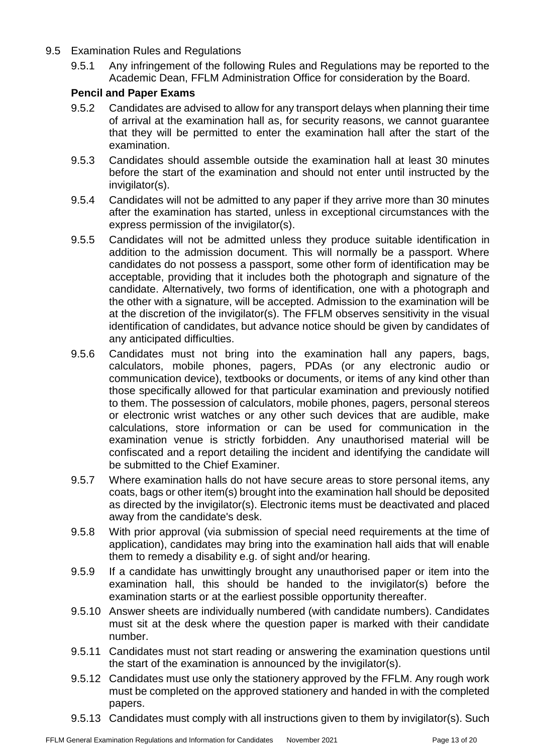9.5 Examination Rules and Regulations

9.5.1 Any infringement of the following Rules and Regulations may be reported to the Academic Dean, FFLM Administration Office for consideration by the Board.

**Pencil and Paper Exams**

9.5.2 Candidates are advised to allow for any transport delays when planning their time of arrival at the examination hall as, for security reasons, we cannot guarantee that they will be permitted to enter the examination hall after the start of the examination.

9.5.3 Candidates should assemble outside the examination hall at least 30 minutes before the start of the examination and should not enter until instructed by the invigilator(s).

9.5.4 Candidates will not be admitted to any paper if they arrive more than 30 minutes after the examination has started, unless in exceptional circumstances with the express permission of the invigilator(s).

9.5.5 Candidates will not be admitted unless they produce suitable identification in addition to the admission document. This will normally be a passport. Where candidates do not possess a passport, some other form of identification may be acceptable, providing that it includes both the photograph and signature of the candidate. Alternatively, two forms of identification, one with a photograph and the other with a signature, will be accepted. Admission to the examination will be at the discretion of the invigilator(s). The FFLM observes sensitivity in the visual identification of candidates, but advance notice should be given by candidates of any anticipated difficulties.

9.5.6 Candidates must not bring into the examination hall any papers, bags, calculators, mobile phones, pagers, PDAs (or any electronic audio or communication device), textbooks or documents, or items of any kind other than those specifically allowed for that particular examination and previously notified to them. The possession of calculators, mobile phones, pagers, personal stereos or electronic wrist watches or any other such devices that are audible, make calculations, store information or can be used for communication in the examination venue is strictly forbidden. Any unauthorised material will be confiscated and a report detailing the incident and identifying the candidate will be submitted to the Chief Examiner.

9.5.7 Where examination halls do not have secure areas to store personal items, any coats, bags or other item(s) brought into the examination hall should be deposited as directed by the invigilator(s). Electronic items must be deactivated and placed away from the candidate's desk.

9.5.8 With prior approval (via submission of special need requirements at the time of application), candidates may bring into the examination hall aids that will enable them to remedy a disability e.g. of sight and/or hearing.

9.5.9 If a candidate has unwittingly brought any unauthorised paper or item into the examination hall, this should be handed to the invigilator(s) before the examination starts or at the earliest possible opportunity thereafter.

9.5.10 Answer sheets are individually numbered (with candidate numbers). Candidates must sit at the desk where the question paper is marked with their candidate number.

9.5.11 Candidates must not start reading or answering the examination questions until the start of the examination is announced by the invigilator(s).

9.5.12 Candidates must use only the stationery approved by the FFLM. Any rough work must be completed on the approved stationery and handed in with the completed papers.

9.5.13 Candidates must comply with all instructions given to them by invigilator(s). Such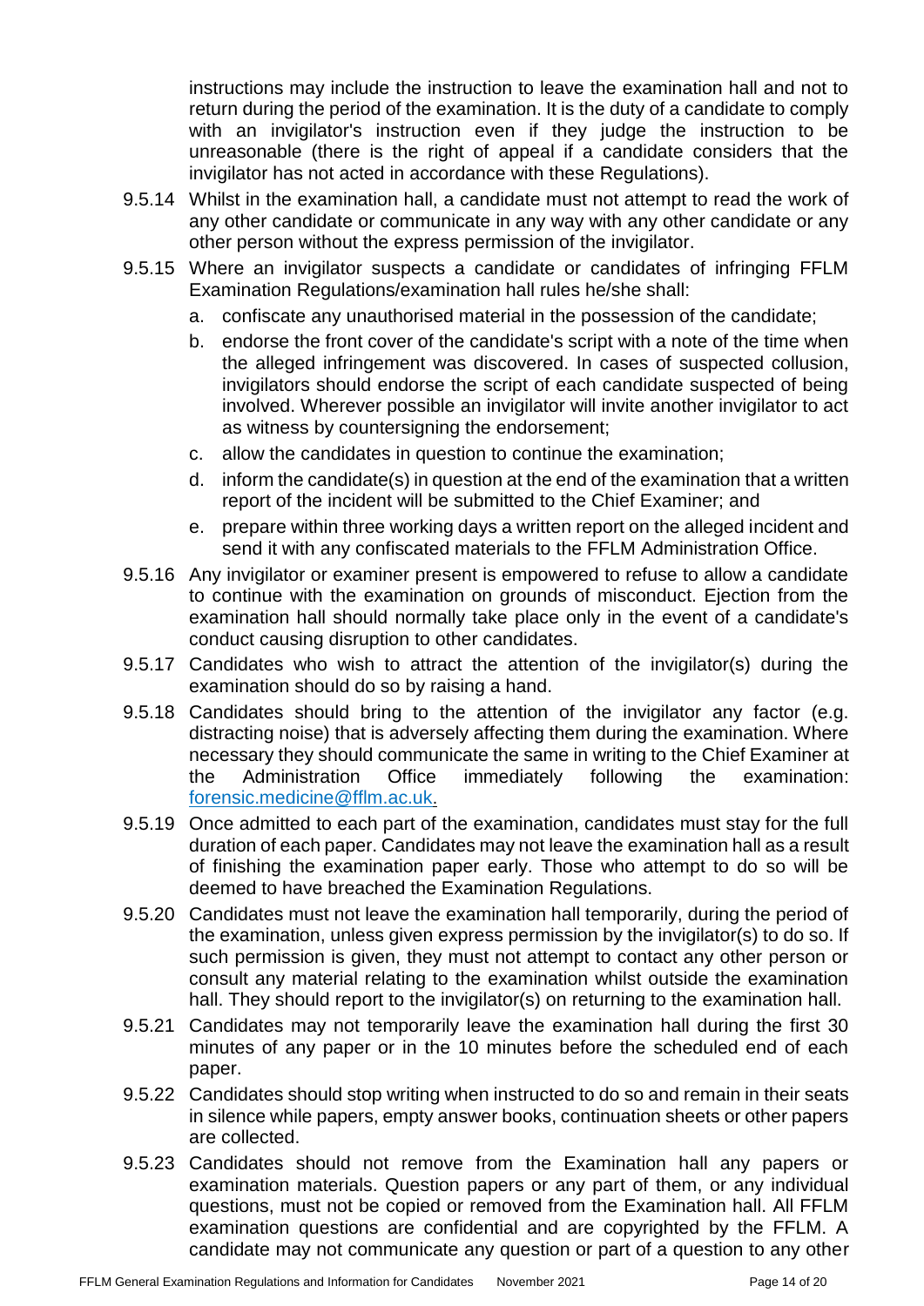instructions may include the instruction to leave the examination hall and not to return during the period of the examination. It is the duty of a candidate to comply with an invigilator's instruction even if they judge the instruction to be unreasonable (there is the right of appeal if a candidate considers that the invigilator has not acted in accordance with these Regulations).

9.5.14 Whilst in the examination hall, a candidate must not attempt to read the work of any other candidate or communicate in any way with any other candidate or any other person without the express permission of the invigilator.

9.5.15 Where an invigilator suspects a candidate or candidates of infringing FFLM Examination Regulations/examination hall rules he/she shall:

a. confiscate any unauthorised material in the possession of the candidate;
b. endorse the front cover of the candidate's script with a note of the time when the alleged infringement was discovered. In cases of suspected collusion, invigilators should endorse the script of each candidate suspected of being involved. Wherever possible an invigilator will invite another invigilator to act as witness by countersigning the endorsement;
c. allow the candidates in question to continue the examination;
d. inform the candidate(s) in question at the end of the examination that a written report of the incident will be submitted to the Chief Examiner; and
e. prepare within three working days a written report on the alleged incident and send it with any confiscated materials to the FFLM Administration Office.

9.5.16 Any invigilator or examiner present is empowered to refuse to allow a candidate to continue with the examination on grounds of misconduct. Ejection from the examination hall should normally take place only in the event of a candidate's conduct causing disruption to other candidates.

9.5.17 Candidates who wish to attract the attention of the invigilator(s) during the examination should do so by raising a hand.

9.5.18 Candidates should bring to the attention of the invigilator any factor (e.g. distracting noise) that is adversely affecting them during the examination. Where necessary they should communicate the same in writing to the Chief Examiner at the Administration Office immediately following the examination: forensic.medicine@fflm.ac.uk.

9.5.19 Once admitted to each part of the examination, candidates must stay for the full duration of each paper. Candidates may not leave the examination hall as a result of finishing the examination paper early. Those who attempt to do so will be deemed to have breached the Examination Regulations.

9.5.20 Candidates must not leave the examination hall temporarily, during the period of the examination, unless given express permission by the invigilator(s) to do so. If such permission is given, they must not attempt to contact any other person or consult any material relating to the examination whilst outside the examination hall. They should report to the invigilator(s) on returning to the examination hall.

9.5.21 Candidates may not temporarily leave the examination hall during the first 30 minutes of any paper or in the 10 minutes before the scheduled end of each paper.

9.5.22 Candidates should stop writing when instructed to do so and remain in their seats in silence while papers, empty answer books, continuation sheets or other papers are collected.

9.5.23 Candidates should not remove from the Examination hall any papers or examination materials. Question papers or any part of them, or any individual questions, must not be copied or removed from the Examination hall. All FFLM examination questions are confidential and are copyrighted by the FFLM. A candidate may not communicate any question or part of a question to any other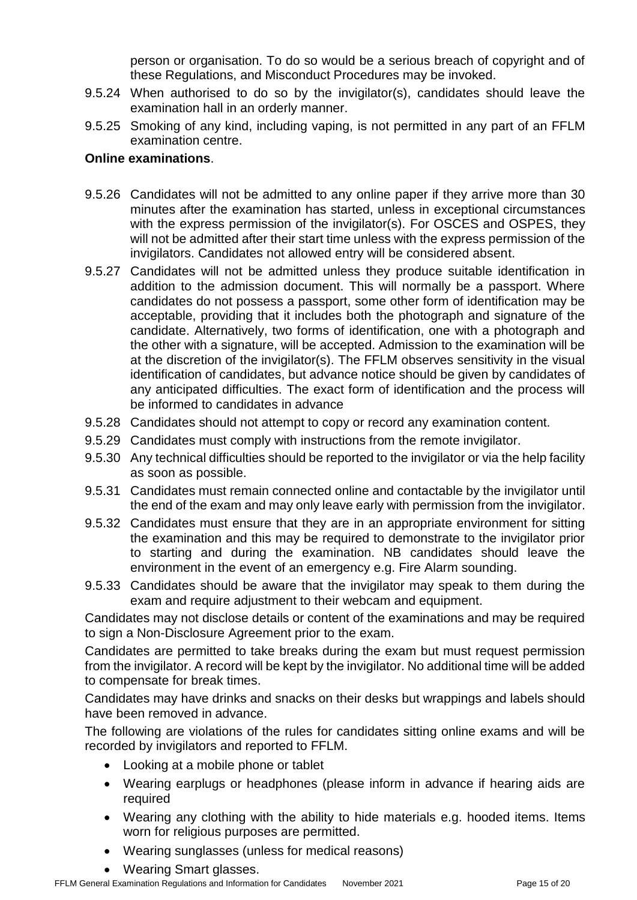person or organisation. To do so would be a serious breach of copyright and of these Regulations, and Misconduct Procedures may be invoked.

9.5.24 When authorised to do so by the invigilator(s), candidates should leave the examination hall in an orderly manner.

9.5.25 Smoking of any kind, including vaping, is not permitted in any part of an FFLM examination centre.

**Online examinations**.

9.5.26 Candidates will not be admitted to any online paper if they arrive more than 30 minutes after the examination has started, unless in exceptional circumstances with the express permission of the invigilator(s). For OSCES and OSPES, they will not be admitted after their start time unless with the express permission of the invigilators. Candidates not allowed entry will be considered absent.

9.5.27 Candidates will not be admitted unless they produce suitable identification in addition to the admission document. This will normally be a passport. Where candidates do not possess a passport, some other form of identification may be acceptable, providing that it includes both the photograph and signature of the candidate. Alternatively, two forms of identification, one with a photograph and the other with a signature, will be accepted. Admission to the examination will be at the discretion of the invigilator(s). The FFLM observes sensitivity in the visual identification of candidates, but advance notice should be given by candidates of any anticipated difficulties. The exact form of identification and the process will be informed to candidates in advance

9.5.28 Candidates should not attempt to copy or record any examination content.

9.5.29 Candidates must comply with instructions from the remote invigilator.

9.5.30 Any technical difficulties should be reported to the invigilator or via the help facility as soon as possible.

9.5.31 Candidates must remain connected online and contactable by the invigilator until the end of the exam and may only leave early with permission from the invigilator.

9.5.32 Candidates must ensure that they are in an appropriate environment for sitting the examination and this may be required to demonstrate to the invigilator prior to starting and during the examination. NB candidates should leave the environment in the event of an emergency e.g. Fire Alarm sounding.

9.5.33 Candidates should be aware that the invigilator may speak to them during the exam and require adjustment to their webcam and equipment.

Candidates may not disclose details or content of the examinations and may be required to sign a Non-Disclosure Agreement prior to the exam.

Candidates are permitted to take breaks during the exam but must request permission from the invigilator. A record will be kept by the invigilator. No additional time will be added to compensate for break times.

Candidates may have drinks and snacks on their desks but wrappings and labels should have been removed in advance.

The following are violations of the rules for candidates sitting online exams and will be recorded by invigilators and reported to FFLM.

- Looking at a mobile phone or tablet
- Wearing earplugs or headphones (please inform in advance if hearing aids are required
- Wearing any clothing with the ability to hide materials e.g. hooded items. Items worn for religious purposes are permitted.
- Wearing sunglasses (unless for medical reasons)
- Wearing Smart glasses.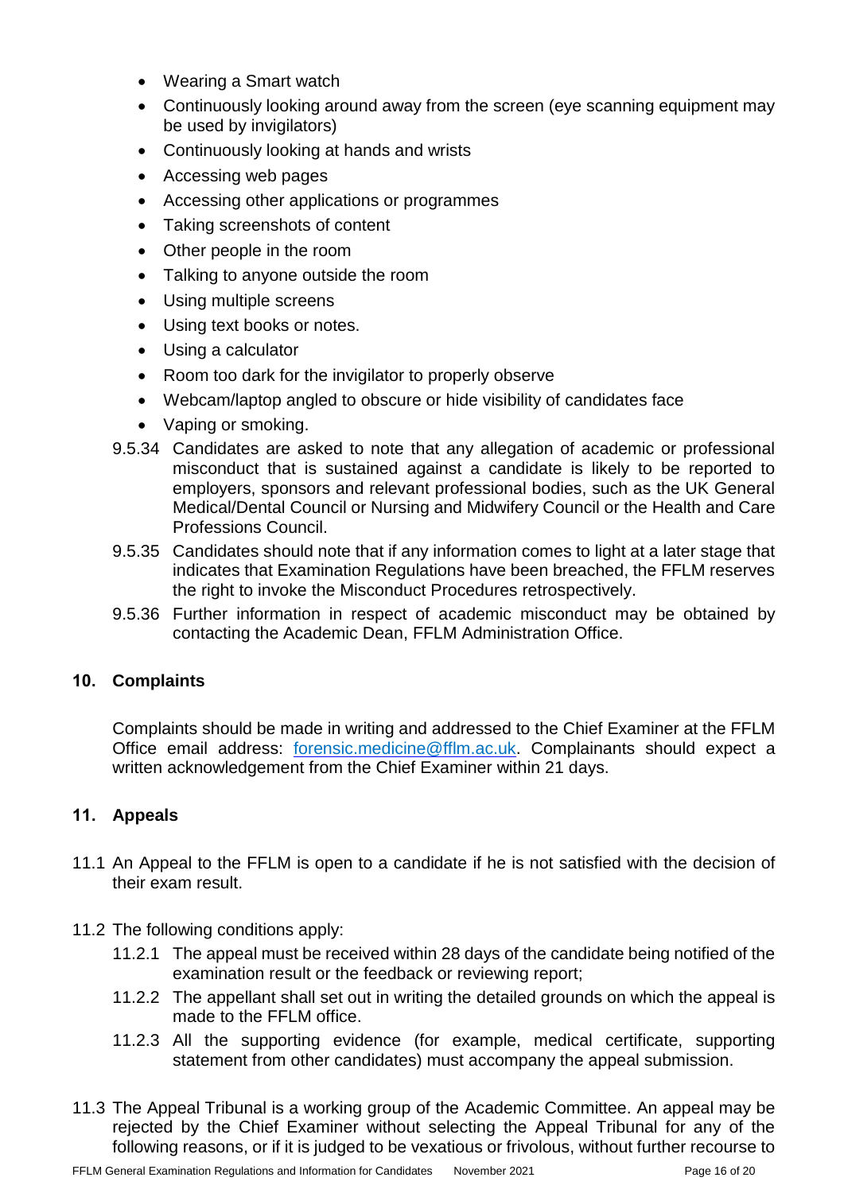- Wearing a Smart watch
- Continuously looking around away from the screen (eye scanning equipment may be used by invigilators)
- Continuously looking at hands and wrists
- Accessing web pages
- Accessing other applications or programmes
- Taking screenshots of content
- Other people in the room
- Talking to anyone outside the room
- Using multiple screens
- Using text books or notes.
- Using a calculator
- Room too dark for the invigilator to properly observe
- Webcam/laptop angled to obscure or hide visibility of candidates face
- Vaping or smoking.

9.5.34 Candidates are asked to note that any allegation of academic or professional misconduct that is sustained against a candidate is likely to be reported to employers, sponsors and relevant professional bodies, such as the UK General Medical/Dental Council or Nursing and Midwifery Council or the Health and Care Professions Council.

9.5.35 Candidates should note that if any information comes to light at a later stage that indicates that Examination Regulations have been breached, the FFLM reserves the right to invoke the Misconduct Procedures retrospectively.

9.5.36 Further information in respect of academic misconduct may be obtained by contacting the Academic Dean, FFLM Administration Office.

## 10. Complaints

Complaints should be made in writing and addressed to the Chief Examiner at the FFLM Office email address: [forensic.medicine@fflm.ac.uk](mailto:forensic.medicine@fflm.ac.uk). Complainants should expect a written acknowledgement from the Chief Examiner within 21 days.

## 11. Appeals

11.1 An Appeal to the FFLM is open to a candidate if he is not satisfied with the decision of their exam result.

11.2 The following conditions apply:

11.2.1 The appeal must be received within 28 days of the candidate being notified of the examination result or the feedback or reviewing report;

11.2.2 The appellant shall set out in writing the detailed grounds on which the appeal is made to the FFLM office.

11.2.3 All the supporting evidence (for example, medical certificate, supporting statement from other candidates) must accompany the appeal submission.

11.3 The Appeal Tribunal is a working group of the Academic Committee. An appeal may be rejected by the Chief Examiner without selecting the Appeal Tribunal for any of the following reasons, or if it is judged to be vexatious or frivolous, without further recourse to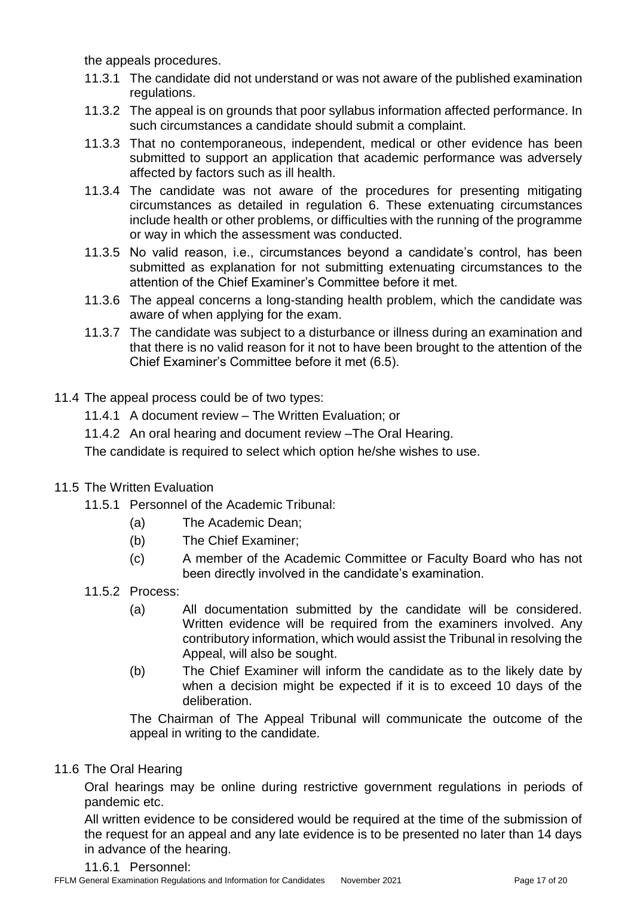the appeals procedures.

11.3.1 The candidate did not understand or was not aware of the published examination regulations.

11.3.2 The appeal is on grounds that poor syllabus information affected performance. In such circumstances a candidate should submit a complaint.

11.3.3 That no contemporaneous, independent, medical or other evidence has been submitted to support an application that academic performance was adversely affected by factors such as ill health.

11.3.4 The candidate was not aware of the procedures for presenting mitigating circumstances as detailed in regulation 6. These extenuating circumstances include health or other problems, or difficulties with the running of the programme or way in which the assessment was conducted.

11.3.5 No valid reason, i.e., circumstances beyond a candidate's control, has been submitted as explanation for not submitting extenuating circumstances to the attention of the Chief Examiner's Committee before it met.

11.3.6 The appeal concerns a long-standing health problem, which the candidate was aware of when applying for the exam.

11.3.7 The candidate was subject to a disturbance or illness during an examination and that there is no valid reason for it not to have been brought to the attention of the Chief Examiner's Committee before it met (6.5).

11.4 The appeal process could be of two types:

11.4.1 A document review – The Written Evaluation; or

11.4.2 An oral hearing and document review –The Oral Hearing.

The candidate is required to select which option he/she wishes to use.

11.5 The Written Evaluation

11.5.1 Personnel of the Academic Tribunal:

(a) The Academic Dean;

(b) The Chief Examiner;

(c) A member of the Academic Committee or Faculty Board who has not been directly involved in the candidate's examination.

11.5.2 Process:

(a) All documentation submitted by the candidate will be considered. Written evidence will be required from the examiners involved. Any contributory information, which would assist the Tribunal in resolving the Appeal, will also be sought.

(b) The Chief Examiner will inform the candidate as to the likely date by when a decision might be expected if it is to exceed 10 days of the deliberation.

The Chairman of The Appeal Tribunal will communicate the outcome of the appeal in writing to the candidate.

11.6 The Oral Hearing

Oral hearings may be online during restrictive government regulations in periods of pandemic etc.

All written evidence to be considered would be required at the time of the submission of the request for an appeal and any late evidence is to be presented no later than 14 days in advance of the hearing.

11.6.1 Personnel: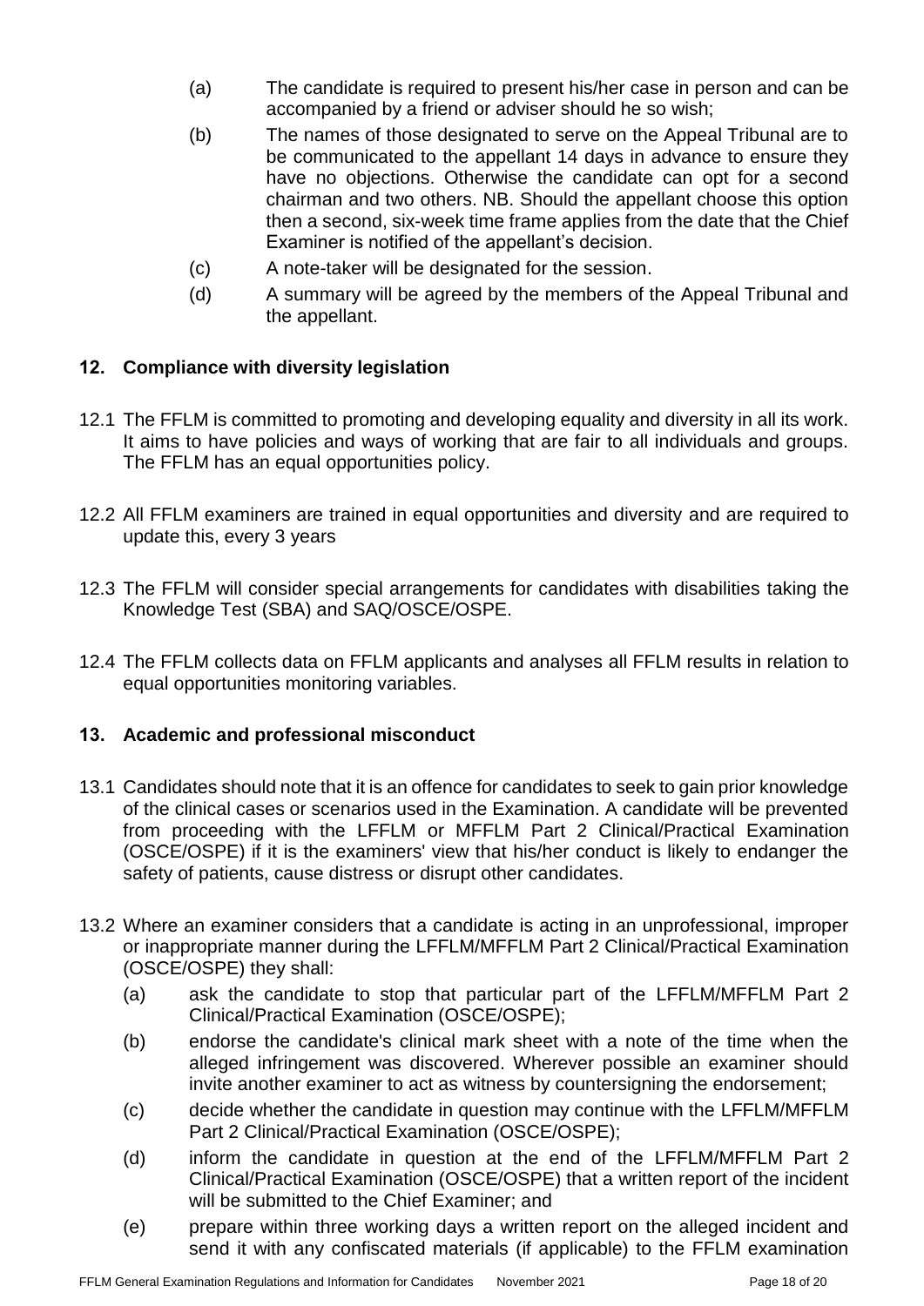(a) The candidate is required to present his/her case in person and can be accompanied by a friend or adviser should he so wish;

(b) The names of those designated to serve on the Appeal Tribunal are to be communicated to the appellant 14 days in advance to ensure they have no objections. Otherwise the candidate can opt for a second chairman and two others. NB. Should the appellant choose this option then a second, six-week time frame applies from the date that the Chief Examiner is notified of the appellant's decision.

(c) A note-taker will be designated for the session.

(d) A summary will be agreed by the members of the Appeal Tribunal and the appellant.

## 12. Compliance with diversity legislation

12.1 The FFLM is committed to promoting and developing equality and diversity in all its work. It aims to have policies and ways of working that are fair to all individuals and groups. The FFLM has an equal opportunities policy.

12.2 All FFLM examiners are trained in equal opportunities and diversity and are required to update this, every 3 years

12.3 The FFLM will consider special arrangements for candidates with disabilities taking the Knowledge Test (SBA) and SAQ/OSCE/OSPE.

12.4 The FFLM collects data on FFLM applicants and analyses all FFLM results in relation to equal opportunities monitoring variables.

## 13. Academic and professional misconduct

13.1 Candidates should note that it is an offence for candidates to seek to gain prior knowledge of the clinical cases or scenarios used in the Examination. A candidate will be prevented from proceeding with the LFFLM or MFFLM Part 2 Clinical/Practical Examination (OSCE/OSPE) if it is the examiners' view that his/her conduct is likely to endanger the safety of patients, cause distress or disrupt other candidates.

13.2 Where an examiner considers that a candidate is acting in an unprofessional, improper or inappropriate manner during the LFFLM/MFFLM Part 2 Clinical/Practical Examination (OSCE/OSPE) they shall:

(a) ask the candidate to stop that particular part of the LFFLM/MFFLM Part 2 Clinical/Practical Examination (OSCE/OSPE);

(b) endorse the candidate's clinical mark sheet with a note of the time when the alleged infringement was discovered. Wherever possible an examiner should invite another examiner to act as witness by countersigning the endorsement;

(c) decide whether the candidate in question may continue with the LFFLM/MFFLM Part 2 Clinical/Practical Examination (OSCE/OSPE);

(d) inform the candidate in question at the end of the LFFLM/MFFLM Part 2 Clinical/Practical Examination (OSCE/OSPE) that a written report of the incident will be submitted to the Chief Examiner; and

(e) prepare within three working days a written report on the alleged incident and send it with any confiscated materials (if applicable) to the FFLM examination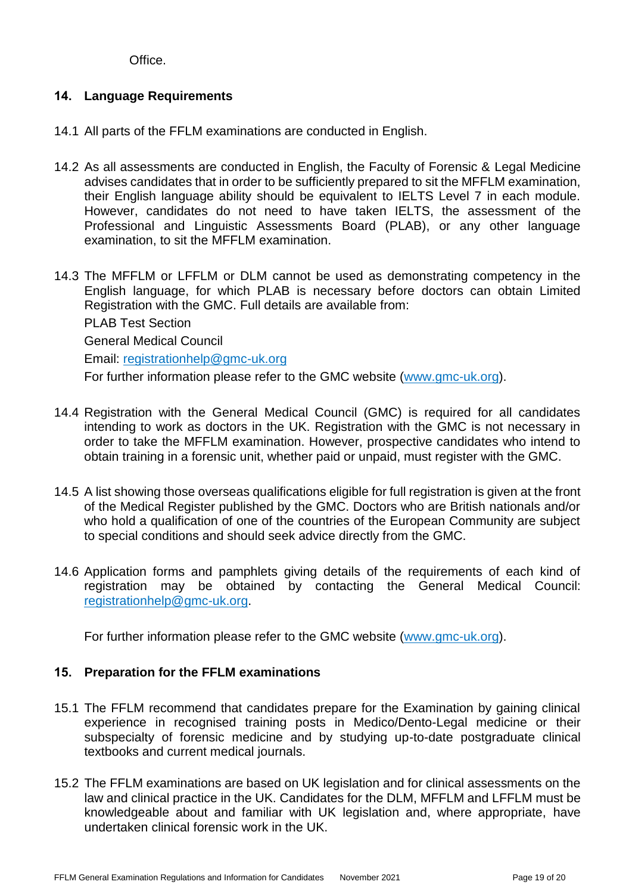Office.

## 14. Language Requirements

14.1 All parts of the FFLM examinations are conducted in English.

14.2 As all assessments are conducted in English, the Faculty of Forensic & Legal Medicine advises candidates that in order to be sufficiently prepared to sit the MFFLM examination, their English language ability should be equivalent to IELTS Level 7 in each module. However, candidates do not need to have taken IELTS, the assessment of the Professional and Linguistic Assessments Board (PLAB), or any other language examination, to sit the MFFLM examination.

14.3 The MFFLM or LFFLM or DLM cannot be used as demonstrating competency in the English language, for which PLAB is necessary before doctors can obtain Limited Registration with the GMC. Full details are available from:

PLAB Test Section

General Medical Council

Email: registrationhelp@gmc-uk.org

For further information please refer to the GMC website (www.gmc-uk.org).

14.4 Registration with the General Medical Council (GMC) is required for all candidates intending to work as doctors in the UK. Registration with the GMC is not necessary in order to take the MFFLM examination. However, prospective candidates who intend to obtain training in a forensic unit, whether paid or unpaid, must register with the GMC.

14.5 A list showing those overseas qualifications eligible for full registration is given at the front of the Medical Register published by the GMC. Doctors who are British nationals and/or who hold a qualification of one of the countries of the European Community are subject to special conditions and should seek advice directly from the GMC.

14.6 Application forms and pamphlets giving details of the requirements of each kind of registration may be obtained by contacting the General Medical Council: registrationhelp@gmc-uk.org.

For further information please refer to the GMC website (www.gmc-uk.org).

## 15. Preparation for the FFLM examinations

15.1 The FFLM recommend that candidates prepare for the Examination by gaining clinical experience in recognised training posts in Medico/Dento-Legal medicine or their subspecialty of forensic medicine and by studying up-to-date postgraduate clinical textbooks and current medical journals.

15.2 The FFLM examinations are based on UK legislation and for clinical assessments on the law and clinical practice in the UK. Candidates for the DLM, MFFLM and LFFLM must be knowledgeable about and familiar with UK legislation and, where appropriate, have undertaken clinical forensic work in the UK.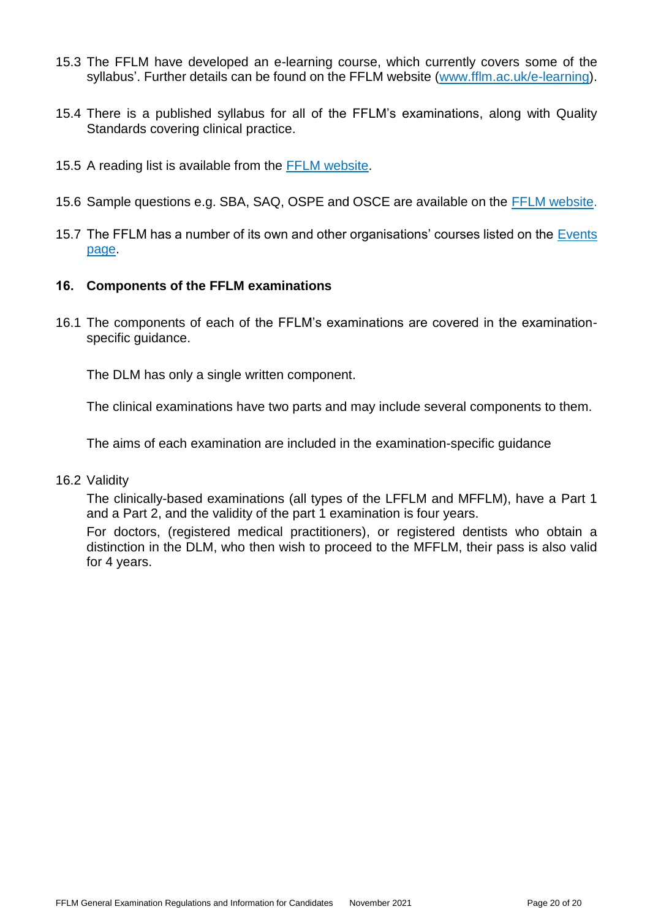15.3 The FFLM have developed an e-learning course, which currently covers some of the syllabus'. Further details can be found on the FFLM website (www.fflm.ac.uk/e-learning).

15.4 There is a published syllabus for all of the FFLM's examinations, along with Quality Standards covering clinical practice.

15.5 A reading list is available from the FFLM website.

15.6 Sample questions e.g. SBA, SAQ, OSPE and OSCE are available on the FFLM website.

15.7 The FFLM has a number of its own and other organisations' courses listed on the Events page.

## 16. Components of the FFLM examinations

16.1 The components of each of the FFLM's examinations are covered in the examination-specific guidance.

The DLM has only a single written component.

The clinical examinations have two parts and may include several components to them.

The aims of each examination are included in the examination-specific guidance

16.2 Validity

The clinically-based examinations (all types of the LFFLM and MFFLM), have a Part 1 and a Part 2, and the validity of the part 1 examination is four years.

For doctors, (registered medical practitioners), or registered dentists who obtain a distinction in the DLM, who then wish to proceed to the MFFLM, their pass is also valid for 4 years.